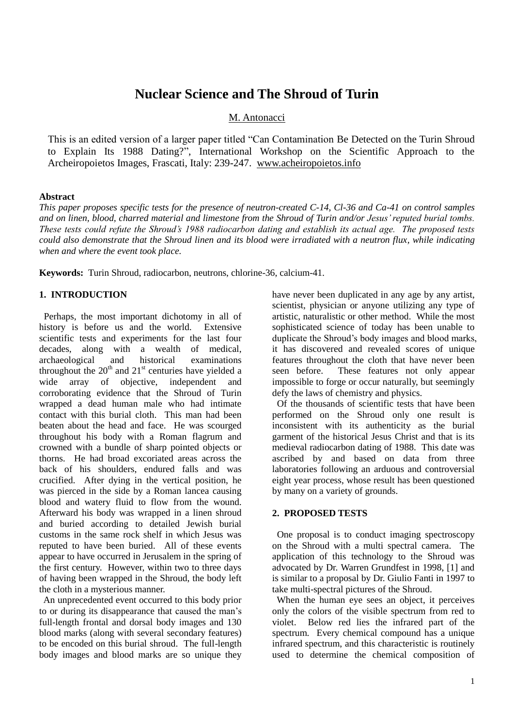# Nuclear Science and The Shroud of Turin

M. Antonacci

This is an edited version of a larger paper titled "Can Contamination Be Detected on the Turin Shroud to Explain Its 1988 Dating?", International Workshop on the Scientific Approach to the Archeiropoietos Images, Frascati, Italy: 239-247. www.acheiropoietos.info

**Abstract**

*This paper proposes specific tests for the presence of neutron-created C-14, Cl-36 and Ca-41 on control samples and on linen, blood, charred material and limestone from the Shroud of Turin and/or Jesus' reputed burial tombs. These tests could refute the Shroud's 1988 radiocarbon dating and establish its actual age. The proposed tests could also demonstrate that the Shroud linen and its blood were irradiated with a neutron flux, while indicating when and where the event took place.*

**Keywords:** Turin Shroud, radiocarbon, neutrons, chlorine-36, calcium-41.

## 1. INTRODUCTION

Perhaps, the most important dichotomy in all of history is before us and the world. Extensive scientific tests and experiments for the last four decades, along with a wealth of medical, archaeological and historical examinations throughout the $20^{th}$ and $21^{st}$ centuries have yielded a wide array of objective, independent and corroborating evidence that the Shroud of Turin wrapped a dead human male who had intimate contact with this burial cloth. This man had been beaten about the head and face. He was scourged throughout his body with a Roman flagrum and crowned with a bundle of sharp pointed objects or thorns. He had broad excoriated areas across the back of his shoulders, endured falls and was crucified. After dying in the vertical position, he was pierced in the side by a Roman lancea causing blood and watery fluid to flow from the wound. Afterward his body was wrapped in a linen shroud and buried according to detailed Jewish burial customs in the same rock shelf in which Jesus was reputed to have been buried. All of these events appear to have occurred in Jerusalem in the spring of the first century. However, within two to three days of having been wrapped in the Shroud, the body left the cloth in a mysterious manner.

An unprecedented event occurred to this body prior to or during its disappearance that caused the man's full-length frontal and dorsal body images and 130 blood marks (along with several secondary features) to be encoded on this burial shroud. The full-length body images and blood marks are so unique they have never been duplicated in any age by any artist, scientist, physician or anyone utilizing any type of artistic, naturalistic or other method. While the most sophisticated science of today has been unable to duplicate the Shroud's body images and blood marks, it has discovered and revealed scores of unique features throughout the cloth that have never been seen before. These features not only appear impossible to forge or occur naturally, but seemingly defy the laws of chemistry and physics.

Of the thousands of scientific tests that have been performed on the Shroud only one result is inconsistent with its authenticity as the burial garment of the historical Jesus Christ and that is its medieval radiocarbon dating of 1988. This date was ascribed by and based on data from three laboratories following an arduous and controversial eight year process, whose result has been questioned by many on a variety of grounds.

## 2. PROPOSED TESTS

One proposal is to conduct imaging spectroscopy on the Shroud with a multi spectral camera. The application of this technology to the Shroud was advocated by Dr. Warren Grundfest in 1998, [1] and is similar to a proposal by Dr. Giulio Fanti in 1997 to take multi-spectral pictures of the Shroud.

When the human eye sees an object, it perceives only the colors of the visible spectrum from red to violet. Below red lies the infrared part of the spectrum. Every chemical compound has a unique infrared spectrum, and this characteristic is routinely used to determine the chemical composition of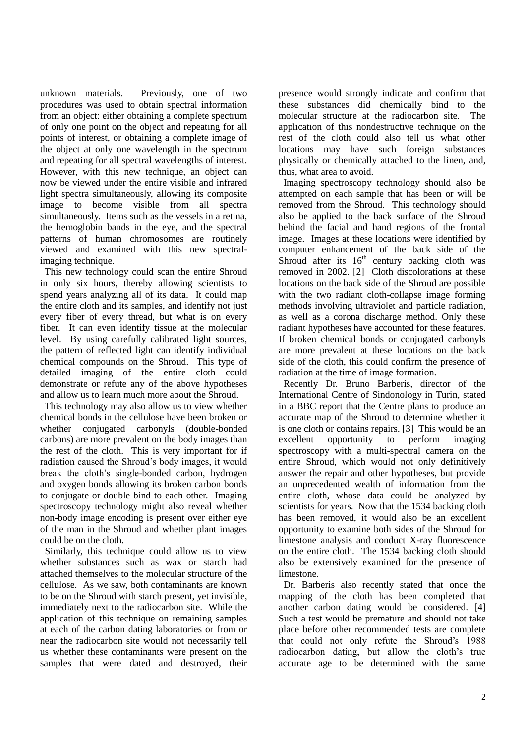unknown materials. Previously, one of two procedures was used to obtain spectral information from an object: either obtaining a complete spectrum of only one point on the object and repeating for all points of interest, or obtaining a complete image of the object at only one wavelength in the spectrum and repeating for all spectral wavelengths of interest. However, with this new technique, an object can now be viewed under the entire visible and infrared light spectra simultaneously, allowing its composite image to become visible from all spectra simultaneously. Items such as the vessels in a retina, the hemoglobin bands in the eye, and the spectral patterns of human chromosomes are routinely viewed and examined with this new spectral-imaging technique.

This new technology could scan the entire Shroud in only six hours, thereby allowing scientists to spend years analyzing all of its data. It could map the entire cloth and its samples, and identify not just every fiber of every thread, but what is on every fiber. It can even identify tissue at the molecular level. By using carefully calibrated light sources, the pattern of reflected light can identify individual chemical compounds on the Shroud. This type of detailed imaging of the entire cloth could demonstrate or refute any of the above hypotheses and allow us to learn much more about the Shroud.

This technology may also allow us to view whether chemical bonds in the cellulose have been broken or whether conjugated carbonyls (double-bonded carbons) are more prevalent on the body images than the rest of the cloth. This is very important for if radiation caused the Shroud's body images, it would break the cloth's single-bonded carbon, hydrogen and oxygen bonds allowing its broken carbon bonds to conjugate or double bind to each other. Imaging spectroscopy technology might also reveal whether non-body image encoding is present over either eye of the man in the Shroud and whether plant images could be on the cloth.

Similarly, this technique could allow us to view whether substances such as wax or starch had attached themselves to the molecular structure of the cellulose. As we saw, both contaminants are known to be on the Shroud with starch present, yet invisible, immediately next to the radiocarbon site. While the application of this technique on remaining samples at each of the carbon dating laboratories or from or near the radiocarbon site would not necessarily tell us whether these contaminants were present on the samples that were dated and destroyed, their presence would strongly indicate and confirm that these substances did chemically bind to the molecular structure at the radiocarbon site. The application of this nondestructive technique on the rest of the cloth could also tell us what other locations may have such foreign substances physically or chemically attached to the linen, and, thus, what area to avoid.

Imaging spectroscopy technology should also be attempted on each sample that has been or will be removed from the Shroud. This technology should also be applied to the back surface of the Shroud behind the facial and hand regions of the frontal image. Images at these locations were identified by computer enhancement of the back side of the Shroud after its 16th century backing cloth was removed in 2002. [2] Cloth discolorations at these locations on the back side of the Shroud are possible with the two radiant cloth-collapse image forming methods involving ultraviolet and particle radiation, as well as a corona discharge method. Only these radiant hypotheses have accounted for these features. If broken chemical bonds or conjugated carbonyls are more prevalent at these locations on the back side of the cloth, this could confirm the presence of radiation at the time of image formation.

Recently Dr. Bruno Barberis, director of the International Centre of Sindonology in Turin, stated in a BBC report that the Centre plans to produce an accurate map of the Shroud to determine whether it is one cloth or contains repairs. [3] This would be an excellent opportunity to perform imaging spectroscopy with a multi-spectral camera on the entire Shroud, which would not only definitively answer the repair and other hypotheses, but provide an unprecedented wealth of information from the entire cloth, whose data could be analyzed by scientists for years. Now that the 1534 backing cloth has been removed, it would also be an excellent opportunity to examine both sides of the Shroud for limestone analysis and conduct X-ray fluorescence on the entire cloth. The 1534 backing cloth should also be extensively examined for the presence of limestone.

Dr. Barberis also recently stated that once the mapping of the cloth has been completed that another carbon dating would be considered. [4] Such a test would be premature and should not take place before other recommended tests are complete that could not only refute the Shroud's 1988 radiocarbon dating, but allow the cloth's true accurate age to be determined with the same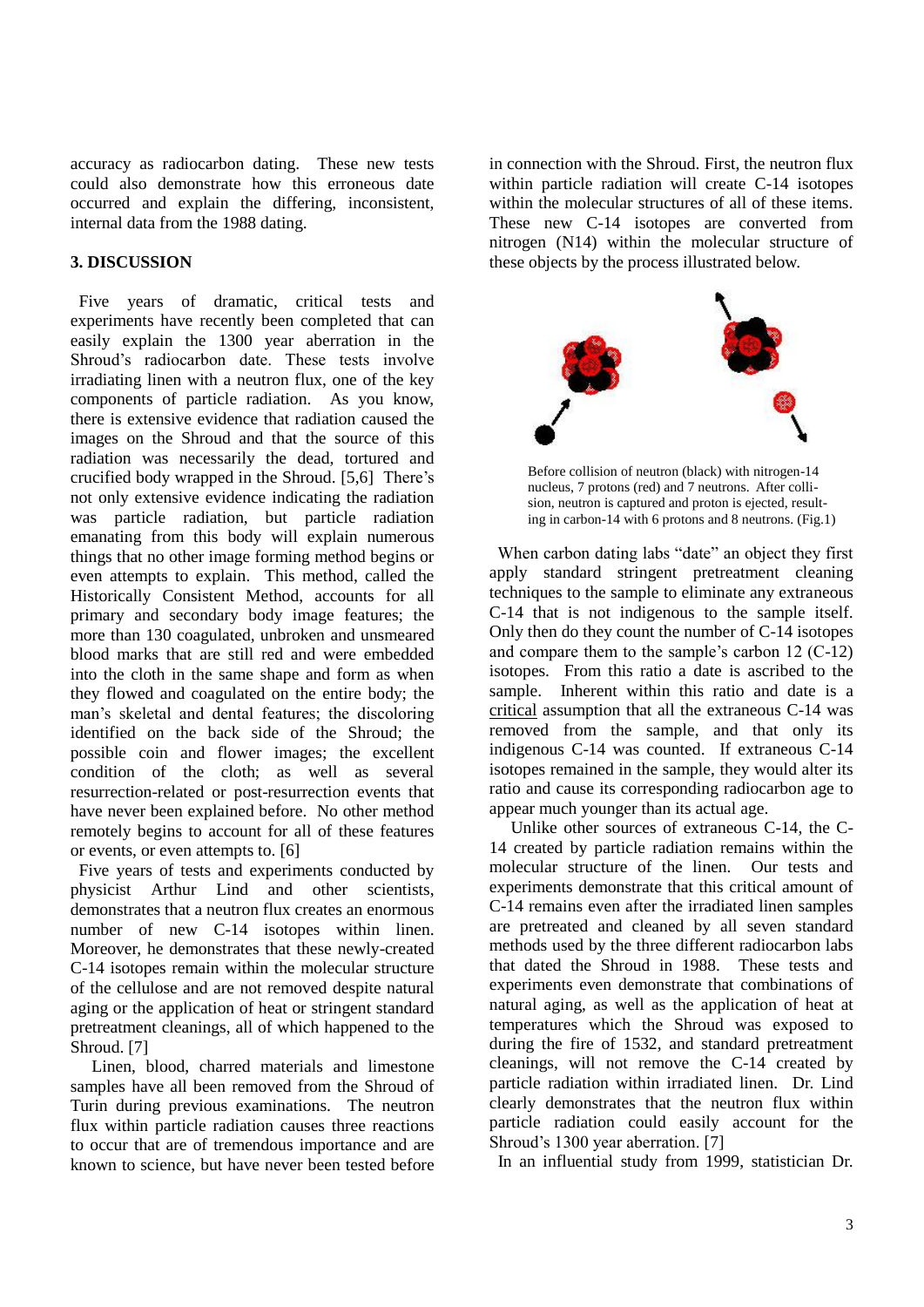accuracy as radiocarbon dating. These new tests could also demonstrate how this erroneous date occurred and explain the differing, inconsistent, internal data from the 1988 dating.

## 3. DISCUSSION

Five years of dramatic, critical tests and experiments have recently been completed that can easily explain the 1300 year aberration in the Shroud's radiocarbon date. These tests involve irradiating linen with a neutron flux, one of the key components of particle radiation. As you know, there is extensive evidence that radiation caused the images on the Shroud and that the source of this radiation was necessarily the dead, tortured and crucified body wrapped in the Shroud. [5,6] There's not only extensive evidence indicating the radiation was particle radiation, but particle radiation emanating from this body will explain numerous things that no other image forming method begins or even attempts to explain. This method, called the Historically Consistent Method, accounts for all primary and secondary body image features; the more than 130 coagulated, unbroken and unsmeared blood marks that are still red and were embedded into the cloth in the same shape and form as when they flowed and coagulated on the entire body; the man's skeletal and dental features; the discoloring identified on the back side of the Shroud; the possible coin and flower images; the excellent condition of the cloth; as well as several resurrection-related or post-resurrection events that have never been explained before. No other method remotely begins to account for all of these features or events, or even attempts to. [6]

Five years of tests and experiments conducted by physicist Arthur Lind and other scientists, demonstrates that a neutron flux creates an enormous number of new C-14 isotopes within linen. Moreover, he demonstrates that these newly-created C-14 isotopes remain within the molecular structure of the cellulose and are not removed despite natural aging or the application of heat or stringent standard pretreatment cleanings, all of which happened to the Shroud. [7]

Linen, blood, charred materials and limestone samples have all been removed from the Shroud of Turin during previous examinations. The neutron flux within particle radiation causes three reactions to occur that are of tremendous importance and are known to science, but have never been tested before in connection with the Shroud. First, the neutron flux within particle radiation will create C-14 isotopes within the molecular structures of all of these items. These new C-14 isotopes are converted from nitrogen (N14) within the molecular structure of these objects by the process illustrated below.

Before collision of neutron (black) with nitrogen-14 nucleus, 7 protons (red) and 7 neutrons. After collision, neutron is captured and proton is ejected, resulting in carbon-14 with 6 protons and 8 neutrons. (Fig.1)

When carbon dating labs "date" an object they first apply standard stringent pretreatment cleaning techniques to the sample to eliminate any extraneous C-14 that is not indigenous to the sample itself. Only then do they count the number of C-14 isotopes and compare them to the sample's carbon 12 (C-12) isotopes. From this ratio a date is ascribed to the sample. Inherent within this ratio and date is a critical assumption that all the extraneous C-14 was removed from the sample, and that only its indigenous C-14 was counted. If extraneous C-14 isotopes remained in the sample, they would alter its ratio and cause its corresponding radiocarbon age to appear much younger than its actual age.

Unlike other sources of extraneous C-14, the C-14 created by particle radiation remains within the molecular structure of the linen. Our tests and experiments demonstrate that this critical amount of C-14 remains even after the irradiated linen samples are pretreated and cleaned by all seven standard methods used by the three different radiocarbon labs that dated the Shroud in 1988. These tests and experiments even demonstrate that combinations of natural aging, as well as the application of heat at temperatures which the Shroud was exposed to during the fire of 1532, and standard pretreatment cleanings, will not remove the C-14 created by particle radiation within irradiated linen. Dr. Lind clearly demonstrates that the neutron flux within particle radiation could easily account for the Shroud's 1300 year aberration. [7]

In an influential study from 1999, statistician Dr.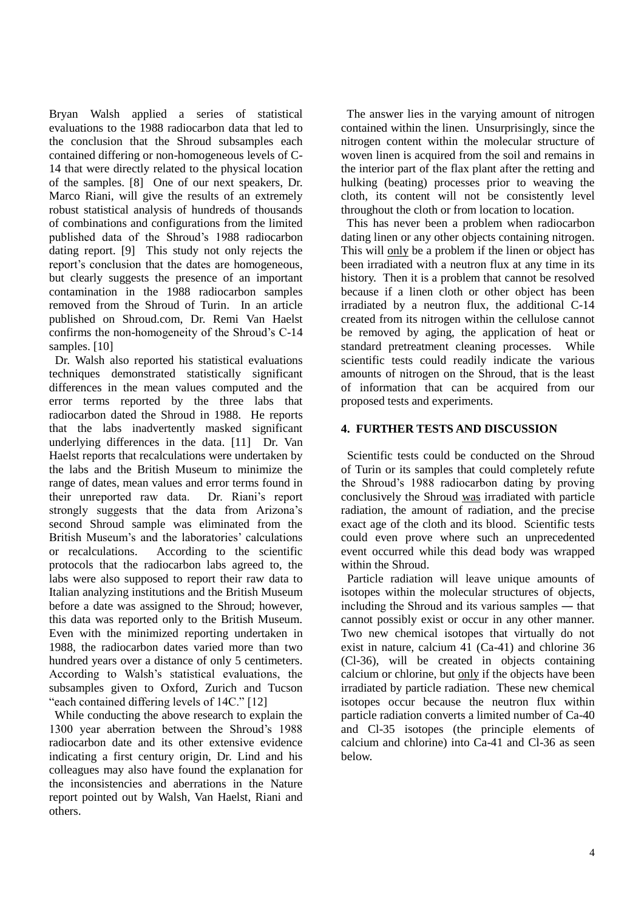Bryan Walsh applied a series of statistical evaluations to the 1988 radiocarbon data that led to the conclusion that the Shroud subsamples each contained differing or non-homogeneous levels of C-14 that were directly related to the physical location of the samples. [8] One of our next speakers, Dr. Marco Riani, will give the results of an extremely robust statistical analysis of hundreds of thousands of combinations and configurations from the limited published data of the Shroud's 1988 radiocarbon dating report. [9] This study not only rejects the report's conclusion that the dates are homogeneous, but clearly suggests the presence of an important contamination in the 1988 radiocarbon samples removed from the Shroud of Turin. In an article published on Shroud.com, Dr. Remi Van Haelst confirms the non-homogeneity of the Shroud's C-14 samples. [10]

Dr. Walsh also reported his statistical evaluations techniques demonstrated statistically significant differences in the mean values computed and the error terms reported by the three labs that radiocarbon dated the Shroud in 1988. He reports that the labs inadvertently masked significant underlying differences in the data. [11] Dr. Van Haelst reports that recalculations were undertaken by the labs and the British Museum to minimize the range of dates, mean values and error terms found in their unreported raw data. Dr. Riani's report strongly suggests that the data from Arizona's second Shroud sample was eliminated from the British Museum's and the laboratories' calculations or recalculations. According to the scientific protocols that the radiocarbon labs agreed to, the labs were also supposed to report their raw data to Italian analyzing institutions and the British Museum before a date was assigned to the Shroud; however, this data was reported only to the British Museum. Even with the minimized reporting undertaken in 1988, the radiocarbon dates varied more than two hundred years over a distance of only 5 centimeters. According to Walsh's statistical evaluations, the subsamples given to Oxford, Zurich and Tucson "each contained differing levels of 14C." [12]

While conducting the above research to explain the 1300 year aberration between the Shroud's 1988 radiocarbon date and its other extensive evidence indicating a first century origin, Dr. Lind and his colleagues may also have found the explanation for the inconsistencies and aberrations in the Nature report pointed out by Walsh, Van Haelst, Riani and others.

The answer lies in the varying amount of nitrogen contained within the linen. Unsurprisingly, since the nitrogen content within the molecular structure of woven linen is acquired from the soil and remains in the interior part of the flax plant after the retting and hulking (beating) processes prior to weaving the cloth, its content will not be consistently level throughout the cloth or from location to location.

This has never been a problem when radiocarbon dating linen or any other objects containing nitrogen. This will only be a problem if the linen or object has been irradiated with a neutron flux at any time in its history. Then it is a problem that cannot be resolved because if a linen cloth or other object has been irradiated by a neutron flux, the additional C-14 created from its nitrogen within the cellulose cannot be removed by aging, the application of heat or standard pretreatment cleaning processes. While scientific tests could readily indicate the various amounts of nitrogen on the Shroud, that is the least of information that can be acquired from our proposed tests and experiments.

## 4. FURTHER TESTS AND DISCUSSION

Scientific tests could be conducted on the Shroud of Turin or its samples that could completely refute the Shroud's 1988 radiocarbon dating by proving conclusively the Shroud was irradiated with particle radiation, the amount of radiation, and the precise exact age of the cloth and its blood. Scientific tests could even prove where such an unprecedented event occurred while this dead body was wrapped within the Shroud.

Particle radiation will leave unique amounts of isotopes within the molecular structures of objects, including the Shroud and its various samples ― that cannot possibly exist or occur in any other manner. Two new chemical isotopes that virtually do not exist in nature, calcium 41 (Ca-41) and chlorine 36 (Cl-36), will be created in objects containing calcium or chlorine, but only if the objects have been irradiated by particle radiation. These new chemical isotopes occur because the neutron flux within particle radiation converts a limited number of Ca-40 and Cl-35 isotopes (the principle elements of calcium and chlorine) into Ca-41 and Cl-36 as seen below.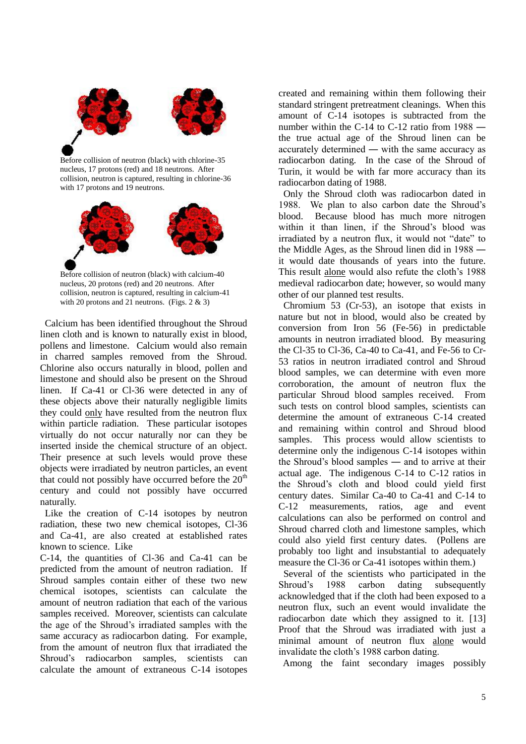Before collision of neutron (black) with chlorine-35 nucleus, 17 protons (red) and 18 neutrons. After collision, neutron is captured, resulting in chlorine-36 with 17 protons and 19 neutrons.

Before collision of neutron (black) with calcium-40 nucleus, 20 protons (red) and 20 neutrons. After collision, neutron is captured, resulting in calcium-41 with 20 protons and 21 neutrons. (Figs. 2 & 3)

Calcium has been identified throughout the Shroud linen cloth and is known to naturally exist in blood, pollens and limestone. Calcium would also remain in charred samples removed from the Shroud. Chlorine also occurs naturally in blood, pollen and limestone and should also be present on the Shroud linen. If Ca-41 or Cl-36 were detected in any of these objects above their naturally negligible limits they could only have resulted from the neutron flux within particle radiation. These particular isotopes virtually do not occur naturally nor can they be inserted inside the chemical structure of an object. Their presence at such levels would prove these objects were irradiated by neutron particles, an event that could not possibly have occurred before the 20$^{th}$ century and could not possibly have occurred naturally.

Like the creation of C-14 isotopes by neutron radiation, these two new chemical isotopes, Cl-36 and Ca-41, are also created at established rates known to science. Like C-14, the quantities of Cl-36 and Ca-41 can be predicted from the amount of neutron radiation. If Shroud samples contain either of these two new chemical isotopes, scientists can calculate the amount of neutron radiation that each of the various samples received. Moreover, scientists can calculate the age of the Shroud's irradiated samples with the same accuracy as radiocarbon dating. For example, from the amount of neutron flux that irradiated the Shroud's radiocarbon samples, scientists can calculate the amount of extraneous C-14 isotopes created and remaining within them following their standard stringent pretreatment cleanings. When this amount of C-14 isotopes is subtracted from the number within the C-14 to C-12 ratio from 1988 — the true actual age of the Shroud linen can be accurately determined — with the same accuracy as radiocarbon dating. In the case of the Shroud of Turin, it would be with far more accuracy than its radiocarbon dating of 1988.

Only the Shroud cloth was radiocarbon dated in 1988. We plan to also carbon date the Shroud's blood. Because blood has much more nitrogen within it than linen, if the Shroud's blood was irradiated by a neutron flux, it would not "date" to the Middle Ages, as the Shroud linen did in 1988 — it would date thousands of years into the future. This result alone would also refute the cloth's 1988 medieval radiocarbon date; however, so would many other of our planned test results.

Chromium 53 (Cr-53), an isotope that exists in nature but not in blood, would also be created by conversion from Iron 56 (Fe-56) in predictable amounts in neutron irradiated blood. By measuring the Cl-35 to Cl-36, Ca-40 to Ca-41, and Fe-56 to Cr-53 ratios in neutron irradiated control and Shroud blood samples, we can determine with even more corroboration, the amount of neutron flux the particular Shroud blood samples received. From such tests on control blood samples, scientists can determine the amount of extraneous C-14 created and remaining within control and Shroud blood samples. This process would allow scientists to determine only the indigenous C-14 isotopes within the Shroud's blood samples — and to arrive at their actual age. The indigenous C-14 to C-12 ratios in the Shroud's cloth and blood could yield first century dates. Similar Ca-40 to Ca-41 and C-14 to C-12 measurements, ratios, age and event calculations can also be performed on control and Shroud charred cloth and limestone samples, which could also yield first century dates. (Pollens are probably too light and insubstantial to adequately measure the Cl-36 or Ca-41 isotopes within them.)

Several of the scientists who participated in the Shroud's 1988 carbon dating subsequently acknowledged that if the cloth had been exposed to a neutron flux, such an event would invalidate the radiocarbon date which they assigned to it. [13] Proof that the Shroud was irradiated with just a minimal amount of neutron flux alone would invalidate the cloth's 1988 carbon dating.

Among the faint secondary images possibly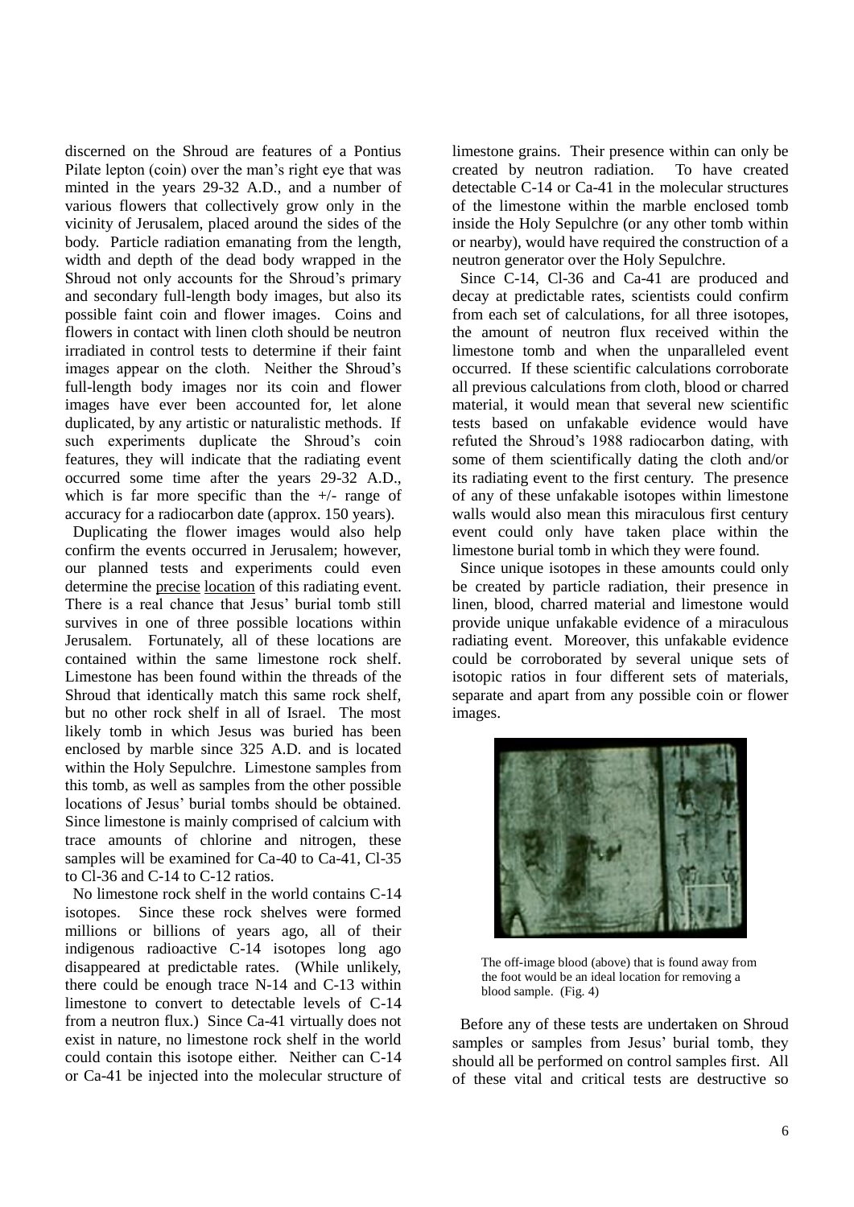discerned on the Shroud are features of a Pontius Pilate lepton (coin) over the man's right eye that was minted in the years 29-32 A.D., and a number of various flowers that collectively grow only in the vicinity of Jerusalem, placed around the sides of the body. Particle radiation emanating from the length, width and depth of the dead body wrapped in the Shroud not only accounts for the Shroud's primary and secondary full-length body images, but also its possible faint coin and flower images. Coins and flowers in contact with linen cloth should be neutron irradiated in control tests to determine if their faint images appear on the cloth. Neither the Shroud's full-length body images nor its coin and flower images have ever been accounted for, let alone duplicated, by any artistic or naturalistic methods. If such experiments duplicate the Shroud's coin features, they will indicate that the radiating event occurred some time after the years 29-32 A.D., which is far more specific than the +/- range of accuracy for a radiocarbon date (approx. 150 years).

Duplicating the flower images would also help confirm the events occurred in Jerusalem; however, our planned tests and experiments could even determine the precise location of this radiating event. There is a real chance that Jesus' burial tomb still survives in one of three possible locations within Jerusalem. Fortunately, all of these locations are contained within the same limestone rock shelf. Limestone has been found within the threads of the Shroud that identically match this same rock shelf, but no other rock shelf in all of Israel. The most likely tomb in which Jesus was buried has been enclosed by marble since 325 A.D. and is located within the Holy Sepulchre. Limestone samples from this tomb, as well as samples from the other possible locations of Jesus' burial tombs should be obtained. Since limestone is mainly comprised of calcium with trace amounts of chlorine and nitrogen, these samples will be examined for Ca-40 to Ca-41, Cl-35 to Cl-36 and C-14 to C-12 ratios.

No limestone rock shelf in the world contains C-14 isotopes. Since these rock shelves were formed millions or billions of years ago, all of their indigenous radioactive C-14 isotopes long ago disappeared at predictable rates. (While unlikely, there could be enough trace N-14 and C-13 within limestone to convert to detectable levels of C-14 from a neutron flux.) Since Ca-41 virtually does not exist in nature, no limestone rock shelf in the world could contain this isotope either. Neither can C-14 or Ca-41 be injected into the molecular structure of limestone grains. Their presence within can only be created by neutron radiation. To have created detectable C-14 or Ca-41 in the molecular structures of the limestone within the marble enclosed tomb inside the Holy Sepulchre (or any other tomb within or nearby), would have required the construction of a neutron generator over the Holy Sepulchre.

Since C-14, Cl-36 and Ca-41 are produced and decay at predictable rates, scientists could confirm from each set of calculations, for all three isotopes, the amount of neutron flux received within the limestone tomb and when the unparalleled event occurred. If these scientific calculations corroborate all previous calculations from cloth, blood or charred material, it would mean that several new scientific tests based on unfakable evidence would have refuted the Shroud's 1988 radiocarbon dating, with some of them scientifically dating the cloth and/or its radiating event to the first century. The presence of any of these unfakable isotopes within limestone walls would also mean this miraculous first century event could only have taken place within the limestone burial tomb in which they were found.

Since unique isotopes in these amounts could only be created by particle radiation, their presence in linen, blood, charred material and limestone would provide unique unfakable evidence of a miraculous radiating event. Moreover, this unfakable evidence could be corroborated by several unique sets of isotopic ratios in four different sets of materials, separate and apart from any possible coin or flower images.

The off-image blood (above) that is found away from the foot would be an ideal location for removing a blood sample. (Fig. 4)

Before any of these tests are undertaken on Shroud samples or samples from Jesus' burial tomb, they should all be performed on control samples first. All of these vital and critical tests are destructive so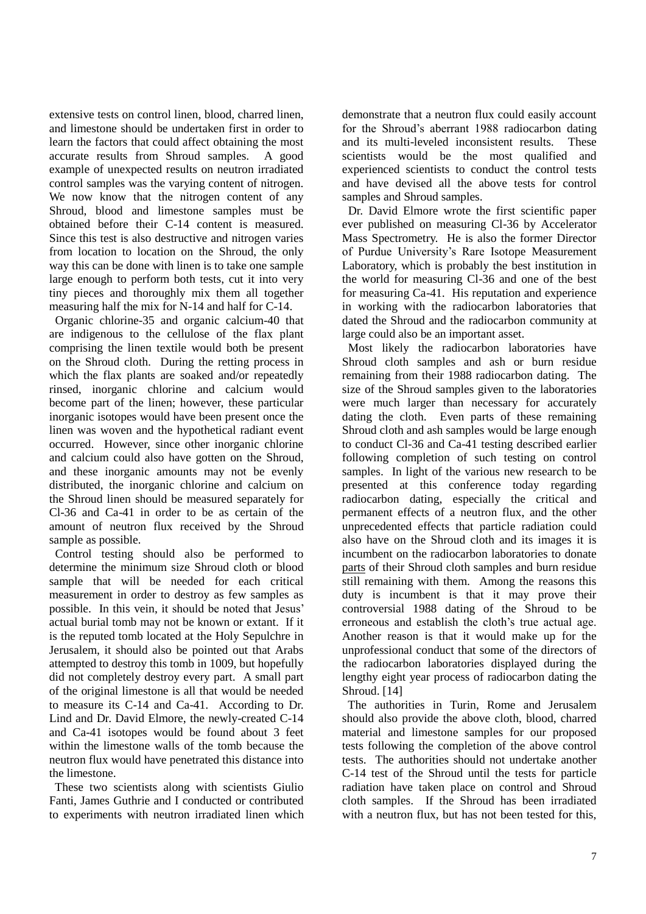extensive tests on control linen, blood, charred linen, and limestone should be undertaken first in order to learn the factors that could affect obtaining the most accurate results from Shroud samples. A good example of unexpected results on neutron irradiated control samples was the varying content of nitrogen. We now know that the nitrogen content of any Shroud, blood and limestone samples must be obtained before their C-14 content is measured. Since this test is also destructive and nitrogen varies from location to location on the Shroud, the only way this can be done with linen is to take one sample large enough to perform both tests, cut it into very tiny pieces and thoroughly mix them all together measuring half the mix for N-14 and half for C-14.

Organic chlorine-35 and organic calcium-40 that are indigenous to the cellulose of the flax plant comprising the linen textile would both be present on the Shroud cloth. During the retting process in which the flax plants are soaked and/or repeatedly rinsed, inorganic chlorine and calcium would become part of the linen; however, these particular inorganic isotopes would have been present once the linen was woven and the hypothetical radiant event occurred. However, since other inorganic chlorine and calcium could also have gotten on the Shroud, and these inorganic amounts may not be evenly distributed, the inorganic chlorine and calcium on the Shroud linen should be measured separately for Cl-36 and Ca-41 in order to be as certain of the amount of neutron flux received by the Shroud sample as possible.

Control testing should also be performed to determine the minimum size Shroud cloth or blood sample that will be needed for each critical measurement in order to destroy as few samples as possible. In this vein, it should be noted that Jesus' actual burial tomb may not be known or extant. If it is the reputed tomb located at the Holy Sepulchre in Jerusalem, it should also be pointed out that Arabs attempted to destroy this tomb in 1009, but hopefully did not completely destroy every part. A small part of the original limestone is all that would be needed to measure its C-14 and Ca-41. According to Dr. Lind and Dr. David Elmore, the newly-created C-14 and Ca-41 isotopes would be found about 3 feet within the limestone walls of the tomb because the neutron flux would have penetrated this distance into the limestone.

These two scientists along with scientists Giulio Fanti, James Guthrie and I conducted or contributed to experiments with neutron irradiated linen which demonstrate that a neutron flux could easily account for the Shroud's aberrant 1988 radiocarbon dating and its multi-leveled inconsistent results. These scientists would be the most qualified and experienced scientists to conduct the control tests and have devised all the above tests for control samples and Shroud samples.

Dr. David Elmore wrote the first scientific paper ever published on measuring Cl-36 by Accelerator Mass Spectrometry. He is also the former Director of Purdue University's Rare Isotope Measurement Laboratory, which is probably the best institution in the world for measuring Cl-36 and one of the best for measuring Ca-41. His reputation and experience in working with the radiocarbon laboratories that dated the Shroud and the radiocarbon community at large could also be an important asset.

Most likely the radiocarbon laboratories have Shroud cloth samples and ash or burn residue remaining from their 1988 radiocarbon dating. The size of the Shroud samples given to the laboratories were much larger than necessary for accurately dating the cloth. Even parts of these remaining Shroud cloth and ash samples would be large enough to conduct Cl-36 and Ca-41 testing described earlier following completion of such testing on control samples. In light of the various new research to be presented at this conference today regarding radiocarbon dating, especially the critical and permanent effects of a neutron flux, and the other unprecedented effects that particle radiation could also have on the Shroud cloth and its images it is incumbent on the radiocarbon laboratories to donate parts of their Shroud cloth samples and burn residue still remaining with them. Among the reasons this duty is incumbent is that it may prove their controversial 1988 dating of the Shroud to be erroneous and establish the cloth's true actual age. Another reason is that it would make up for the unprofessional conduct that some of the directors of the radiocarbon laboratories displayed during the lengthy eight year process of radiocarbon dating the Shroud. [14]

The authorities in Turin, Rome and Jerusalem should also provide the above cloth, blood, charred material and limestone samples for our proposed tests following the completion of the above control tests. The authorities should not undertake another C-14 test of the Shroud until the tests for particle radiation have taken place on control and Shroud cloth samples. If the Shroud has been irradiated with a neutron flux, but has not been tested for this,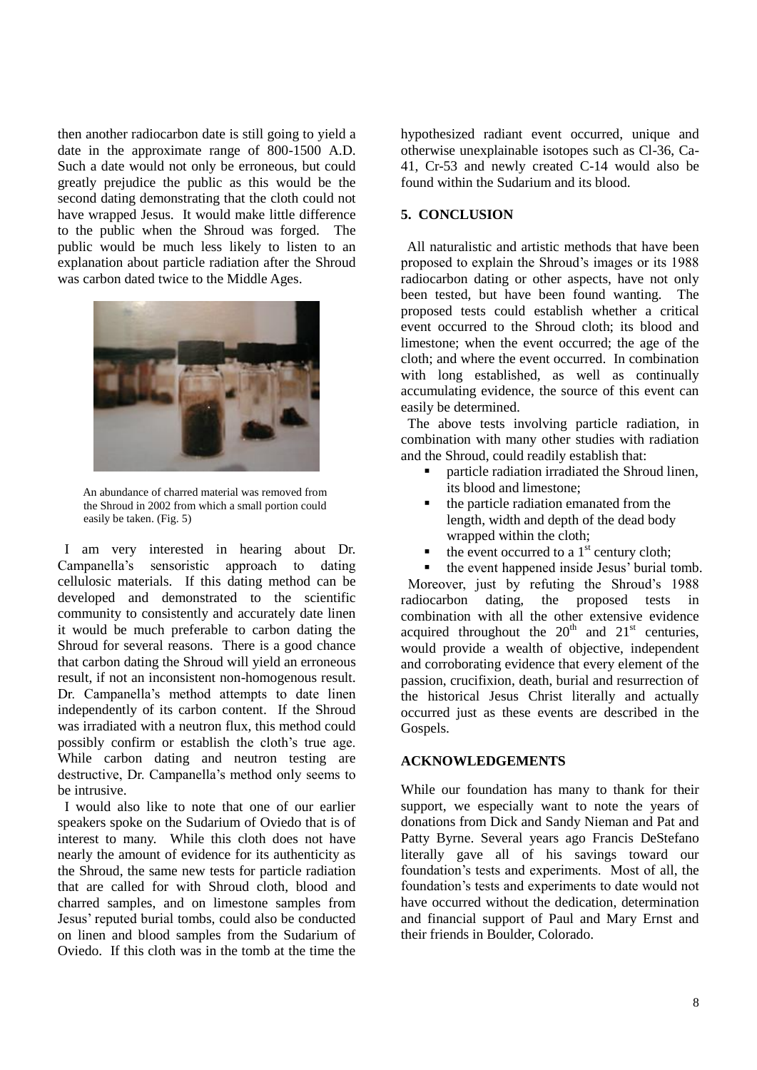then another radiocarbon date is still going to yield a date in the approximate range of 800-1500 A.D. Such a date would not only be erroneous, but could greatly prejudice the public as this would be the second dating demonstrating that the cloth could not have wrapped Jesus. It would make little difference to the public when the Shroud was forged. The public would be much less likely to listen to an explanation about particle radiation after the Shroud was carbon dated twice to the Middle Ages.

An abundance of charred material was removed from the Shroud in 2002 from which a small portion could easily be taken. (Fig. 5)

I am very interested in hearing about Dr. Campanella's sensoristic approach to dating cellulosic materials. If this dating method can be developed and demonstrated to the scientific community to consistently and accurately date linen it would be much preferable to carbon dating the Shroud for several reasons. There is a good chance that carbon dating the Shroud will yield an erroneous result, if not an inconsistent non-homogenous result. Dr. Campanella's method attempts to date linen independently of its carbon content. If the Shroud was irradiated with a neutron flux, this method could possibly confirm or establish the cloth's true age. While carbon dating and neutron testing are destructive, Dr. Campanella's method only seems to be intrusive.

I would also like to note that one of our earlier speakers spoke on the Sudarium of Oviedo that is of interest to many. While this cloth does not have nearly the amount of evidence for its authenticity as the Shroud, the same new tests for particle radiation that are called for with Shroud cloth, blood and charred samples, and on limestone samples from Jesus' reputed burial tombs, could also be conducted on linen and blood samples from the Sudarium of Oviedo. If this cloth was in the tomb at the time the hypothesized radiant event occurred, unique and otherwise unexplainable isotopes such as Cl-36, Ca-41, Cr-53 and newly created C-14 would also be found within the Sudarium and its blood.

## 5. CONCLUSION

All naturalistic and artistic methods that have been proposed to explain the Shroud's images or its 1988 radiocarbon dating or other aspects, have not only been tested, but have been found wanting. The proposed tests could establish whether a critical event occurred to the Shroud cloth; its blood and limestone; when the event occurred; the age of the cloth; and where the event occurred. In combination with long established, as well as continually accumulating evidence, the source of this event can easily be determined.

The above tests involving particle radiation, in combination with many other studies with radiation and the Shroud, could readily establish that:

- particle radiation irradiated the Shroud linen, its blood and limestone;
- the particle radiation emanated from the length, width and depth of the dead body wrapped within the cloth;
- the event occurred to a 1st century cloth;
- the event happened inside Jesus' burial tomb.

Moreover, just by refuting the Shroud's 1988 radiocarbon dating, the proposed tests in combination with all the other extensive evidence acquired throughout the 20th and 21st centuries, would provide a wealth of objective, independent and corroborating evidence that every element of the passion, crucifixion, death, burial and resurrection of the historical Jesus Christ literally and actually occurred just as these events are described in the Gospels.

## ACKNOWLEDGEMENTS

While our foundation has many to thank for their support, we especially want to note the years of donations from Dick and Sandy Nieman and Pat and Patty Byrne. Several years ago Francis DeStefano literally gave all of his savings toward our foundation's tests and experiments. Most of all, the foundation's tests and experiments to date would not have occurred without the dedication, determination and financial support of Paul and Mary Ernst and their friends in Boulder, Colorado.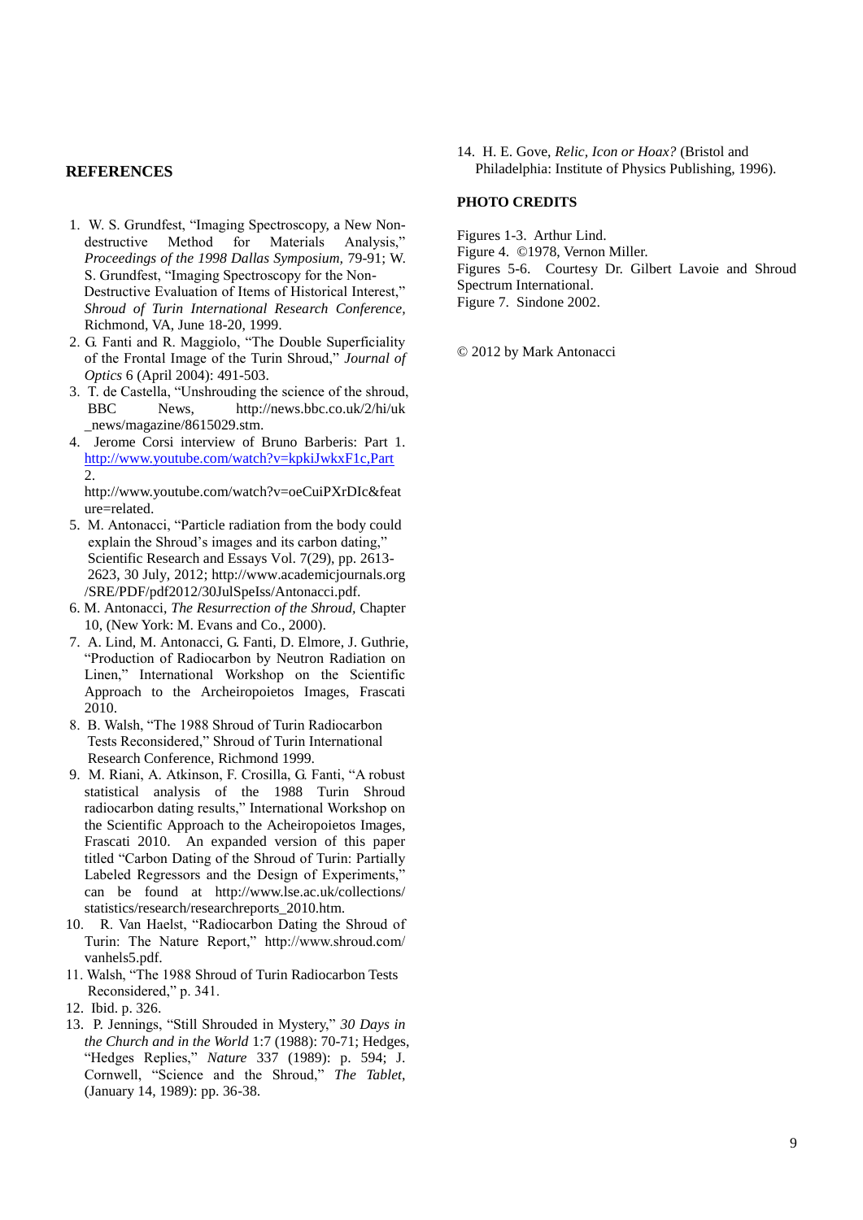## REFERENCES

1. W. S. Grundfest, "Imaging Spectroscopy, a New Non-destructive Method for Materials Analysis," *Proceedings of the 1998 Dallas Symposium*, 79-91; W. S. Grundfest, "Imaging Spectroscopy for the Non-Destructive Evaluation of Items of Historical Interest," *Shroud of Turin International Research Conference*, Richmond, VA, June 18-20, 1999.
2. G. Fanti and R. Maggiolo, "The Double Superficiality of the Frontal Image of the Turin Shroud," *Journal of Optics* 6 (April 2004): 491-503.
3. T. de Castella, "Unshrouding the science of the shroud, BBC News, http://news.bbc.co.uk/2/hi/uk_news/magazine/8615029.stm.
4. Jerome Corsi interview of Bruno Barberis: Part 1. http://www.youtube.com/watch?v=kpkiJwkxF1c,Part 2. http://www.youtube.com/watch?v=oeCuiPXrDIc&feature=related.
5. M. Antonacci, "Particle radiation from the body could explain the Shroud's images and its carbon dating," Scientific Research and Essays Vol. 7(29), pp. 2613-2623, 30 July, 2012; http://www.academicjournals.org/SRE/PDF/pdf2012/30JulSpeIss/Antonacci.pdf.
6. M. Antonacci, *The Resurrection of the Shroud*, Chapter 10, (New York: M. Evans and Co., 2000).
7. A. Lind, M. Antonacci, G. Fanti, D. Elmore, J. Guthrie, "Production of Radiocarbon by Neutron Radiation on Linen," International Workshop on the Scientific Approach to the Archeiropoietos Images, Frascati 2010.
8. B. Walsh, "The 1988 Shroud of Turin Radiocarbon Tests Reconsidered," Shroud of Turin International Research Conference, Richmond 1999.
9. M. Riani, A. Atkinson, F. Crosilla, G. Fanti, "A robust statistical analysis of the 1988 Turin Shroud radiocarbon dating results," International Workshop on the Scientific Approach to the Acheiropoietos Images, Frascati 2010. An expanded version of this paper titled "Carbon Dating of the Shroud of Turin: Partially Labeled Regressors and the Design of Experiments," can be found at http://www.lse.ac.uk/collections/statistics/research/researchreports_2010.htm.
10. R. Van Haelst, "Radiocarbon Dating the Shroud of Turin: The Nature Report," http://www.shroud.com/vanhels5.pdf.
11. Walsh, "The 1988 Shroud of Turin Radiocarbon Tests Reconsidered," p. 341.
12. Ibid. p. 326.
13. P. Jennings, "Still Shrouded in Mystery," *30 Days in the Church and in the World* 1:7 (1988): 70-71; Hedges, "Hedges Replies," *Nature* 337 (1989): p. 594; J. Cornwell, "Science and the Shroud," *The Tablet*, (January 14, 1989): pp. 36-38.
14. H. E. Gove, *Relic, Icon or Hoax?* (Bristol and Philadelphia: Institute of Physics Publishing, 1996).

## PHOTO CREDITS

Figures 1-3. Arthur Lind.
Figure 4. ©1978, Vernon Miller.
Figures 5-6. Courtesy Dr. Gilbert Lavoie and Shroud Spectrum International.
Figure 7. Sindone 2002.

© 2012 by Mark Antonacci